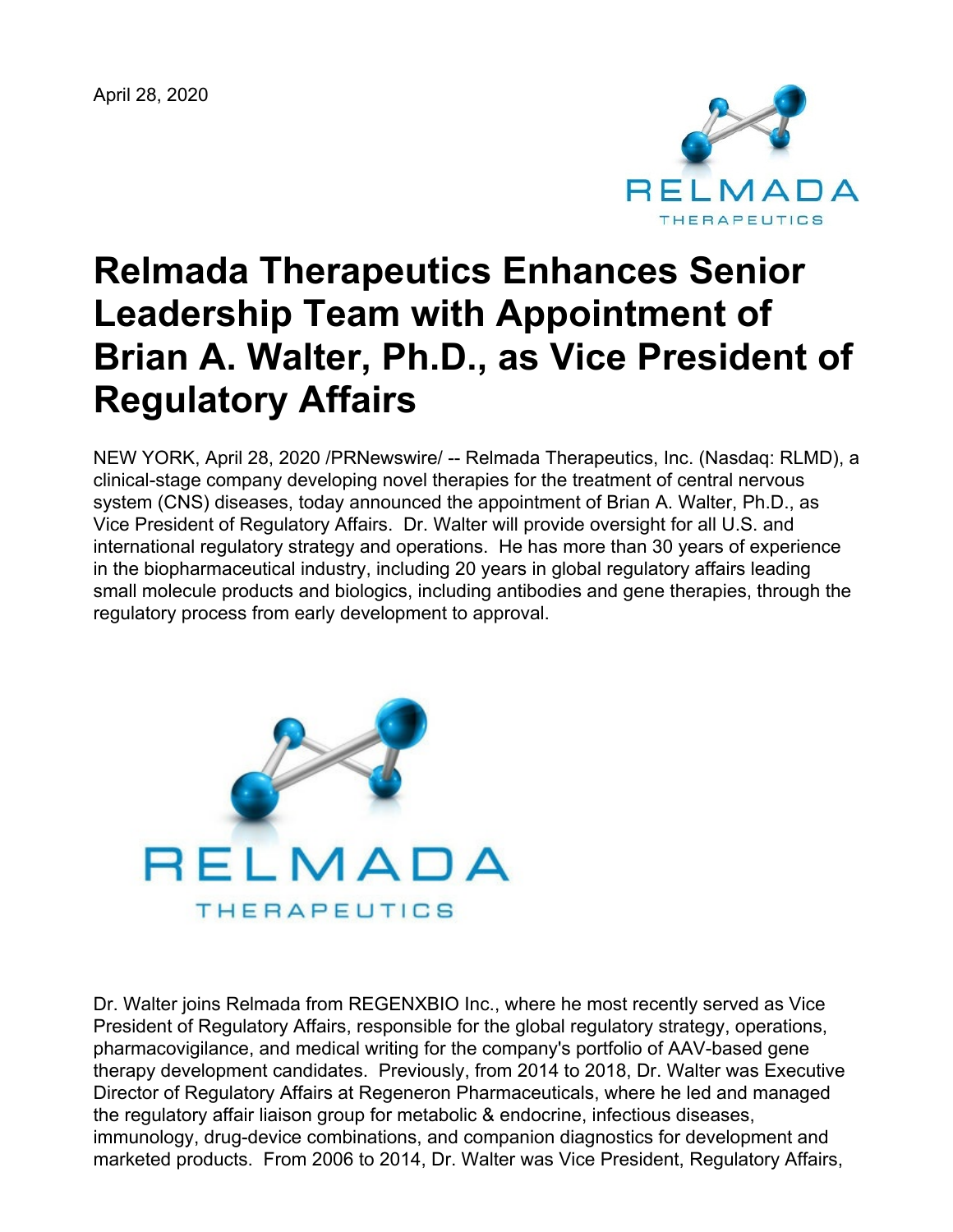April 28, 2020

# Relmada Therapeutics Enhances Senior Leadership Team with Appointment of Brian A. Walter, Ph.D., as Vice President of Regulatory Affairs

NEW YORK, April 28, 2020 /PRNewswire/ -- Relmada Therapeutics, Inc. (Nasdaq: RLMD), a clinical-stage company developing novel therapies for the treatment of central nervous system (CNS) diseases, today announced the appointment of Brian A. Walter, Ph.D., as Vice President of Regulatory Affairs. Dr. Walter will provide oversight for all U.S. and international regulatory strategy and operations. He has more than 30 years of experience in the biopharmaceutical industry, including 20 years in global regulatory affairs leading small molecule products and biologics, including antibodies and gene therapies, through the regulatory process from early development to approval.

Dr. Walter joins Relmada from REGENXBIO Inc., where he most recently served as Vice President of Regulatory Affairs, responsible for the global regulatory strategy, operations, pharmacovigilance, and medical writing for the company's portfolio of AAV-based gene therapy development candidates. Previously, from 2014 to 2018, Dr. Walter was Executive Director of Regulatory Affairs at Regeneron Pharmaceuticals, where he led and managed the regulatory affair liaison group for metabolic & endocrine, infectious diseases, immunology, drug-device combinations, and companion diagnostics for development and marketed products. From 2006 to 2014, Dr. Walter was Vice President, Regulatory Affairs,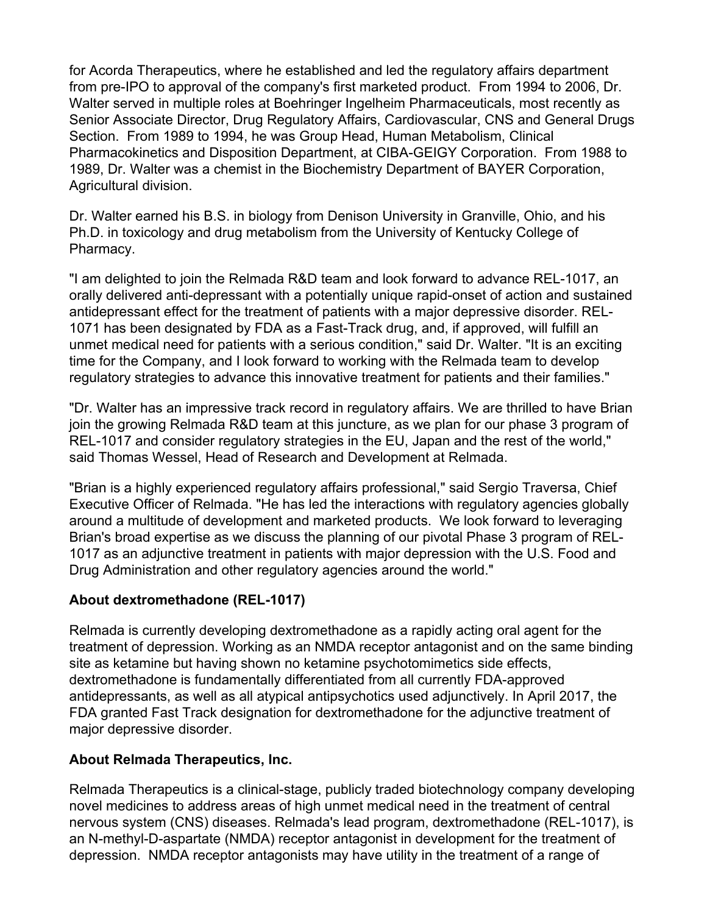for Acorda Therapeutics, where he established and led the regulatory affairs department from pre-IPO to approval of the company's first marketed product. From 1994 to 2006, Dr. Walter served in multiple roles at Boehringer Ingelheim Pharmaceuticals, most recently as Senior Associate Director, Drug Regulatory Affairs, Cardiovascular, CNS and General Drugs Section. From 1989 to 1994, he was Group Head, Human Metabolism, Clinical Pharmacokinetics and Disposition Department, at CIBA-GEIGY Corporation. From 1988 to 1989, Dr. Walter was a chemist in the Biochemistry Department of BAYER Corporation, Agricultural division.

Dr. Walter earned his B.S. in biology from Denison University in Granville, Ohio, and his Ph.D. in toxicology and drug metabolism from the University of Kentucky College of Pharmacy.

"I am delighted to join the Relmada R&D team and look forward to advance REL-1017, an orally delivered anti-depressant with a potentially unique rapid-onset of action and sustained antidepressant effect for the treatment of patients with a major depressive disorder. REL-1071 has been designated by FDA as a Fast-Track drug, and, if approved, will fulfill an unmet medical need for patients with a serious condition," said Dr. Walter. "It is an exciting time for the Company, and I look forward to working with the Relmada team to develop regulatory strategies to advance this innovative treatment for patients and their families."

"Dr. Walter has an impressive track record in regulatory affairs. We are thrilled to have Brian join the growing Relmada R&D team at this juncture, as we plan for our phase 3 program of REL-1017 and consider regulatory strategies in the EU, Japan and the rest of the world," said Thomas Wessel, Head of Research and Development at Relmada.

"Brian is a highly experienced regulatory affairs professional," said Sergio Traversa, Chief Executive Officer of Relmada. "He has led the interactions with regulatory agencies globally around a multitude of development and marketed products. We look forward to leveraging Brian's broad expertise as we discuss the planning of our pivotal Phase 3 program of REL-1017 as an adjunctive treatment in patients with major depression with the U.S. Food and Drug Administration and other regulatory agencies around the world."

**About dextromethadone (REL-1017)**

Relmada is currently developing dextromethadone as a rapidly acting oral agent for the treatment of depression. Working as an NMDA receptor antagonist and on the same binding site as ketamine but having shown no ketamine psychotomimetics side effects, dextromethadone is fundamentally differentiated from all currently FDA-approved antidepressants, as well as all atypical antipsychotics used adjunctively. In April 2017, the FDA granted Fast Track designation for dextromethadone for the adjunctive treatment of major depressive disorder.

**About Relmada Therapeutics, Inc.**

Relmada Therapeutics is a clinical-stage, publicly traded biotechnology company developing novel medicines to address areas of high unmet medical need in the treatment of central nervous system (CNS) diseases. Relmada's lead program, dextromethadone (REL-1017), is an N-methyl-D-aspartate (NMDA) receptor antagonist in development for the treatment of depression. NMDA receptor antagonists may have utility in the treatment of a range of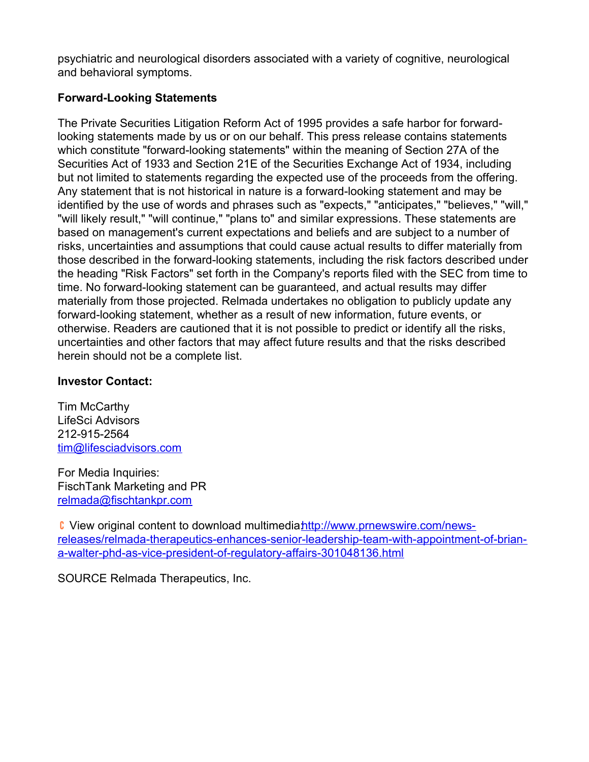psychiatric and neurological disorders associated with a variety of cognitive, neurological and behavioral symptoms.

**Forward-Looking Statements**

The Private Securities Litigation Reform Act of 1995 provides a safe harbor for forward-looking statements made by us or on our behalf. This press release contains statements which constitute "forward-looking statements" within the meaning of Section 27A of the Securities Act of 1933 and Section 21E of the Securities Exchange Act of 1934, including but not limited to statements regarding the expected use of the proceeds from the offering. Any statement that is not historical in nature is a forward-looking statement and may be identified by the use of words and phrases such as "expects," "anticipates," "believes," "will," "will likely result," "will continue," "plans to" and similar expressions. These statements are based on management's current expectations and beliefs and are subject to a number of risks, uncertainties and assumptions that could cause actual results to differ materially from those described in the forward-looking statements, including the risk factors described under the heading "Risk Factors" set forth in the Company's reports filed with the SEC from time to time. No forward-looking statement can be guaranteed, and actual results may differ materially from those projected. Relmada undertakes no obligation to publicly update any forward-looking statement, whether as a result of new information, future events, or otherwise. Readers are cautioned that it is not possible to predict or identify all the risks, uncertainties and other factors that may affect future results and that the risks described herein should not be a complete list.

**Investor Contact:**

Tim McCarthy
LifeSci Advisors
212-915-2564
tim@lifesciadvisors.com

For Media Inquiries:
FischTank Marketing and PR
relmada@fischtankpr.com

View original content to download multimedia: http://www.prnewswire.com/news-releases/relmada-therapeutics-enhances-senior-leadership-team-with-appointment-of-brian-a-walter-phd-as-vice-president-of-regulatory-affairs-301048136.html

SOURCE Relmada Therapeutics, Inc.